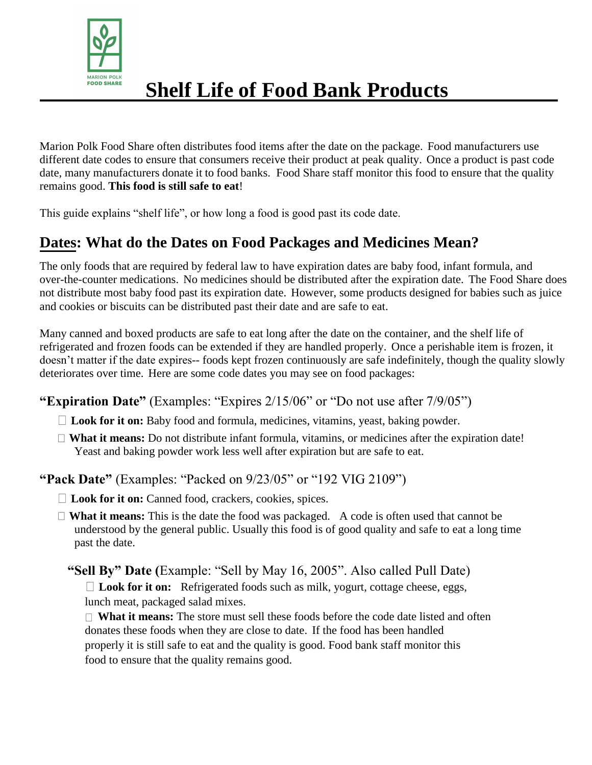# Shelf Life of Food Bank Products

Marion Polk Food Share often distributes food items after the date on the package. Food manufacturers use different date codes to ensure that consumers receive their product at peak quality. Once a product is past code date, many manufacturers donate it to food banks. Food Share staff monitor this food to ensure that the quality remains good. **This food is still safe to eat**!

This guide explains "shelf life", or how long a food is good past its code date.

## Dates: What do the Dates on Food Packages and Medicines Mean?

The only foods that are required by federal law to have expiration dates are baby food, infant formula, and over-the-counter medications. No medicines should be distributed after the expiration date. The Food Share does not distribute most baby food past its expiration date. However, some products designed for babies such as juice and cookies or biscuits can be distributed past their date and are safe to eat.

Many canned and boxed products are safe to eat long after the date on the container, and the shelf life of refrigerated and frozen foods can be extended if they are handled properly. Once a perishable item is frozen, it doesn't matter if the date expires-- foods kept frozen continuously are safe indefinitely, though the quality slowly deteriorates over time. Here are some code dates you may see on food packages:

### "Expiration Date" (Examples: "Expires 2/15/06" or "Do not use after 7/9/05")

- **Look for it on:** Baby food and formula, medicines, vitamins, yeast, baking powder.
- **What it means:** Do not distribute infant formula, vitamins, or medicines after the expiration date! Yeast and baking powder work less well after expiration but are safe to eat.

### "Pack Date" (Examples: "Packed on 9/23/05" or "192 VIG 2109")

- **Look for it on:** Canned food, crackers, cookies, spices.
- **What it means:** This is the date the food was packaged. A code is often used that cannot be understood by the general public. Usually this food is of good quality and safe to eat a long time past the date.

### "Sell By" Date (Example: "Sell by May 16, 2005". Also called Pull Date)

- **Look for it on:** Refrigerated foods such as milk, yogurt, cottage cheese, eggs, lunch meat, packaged salad mixes.
- **What it means:** The store must sell these foods before the code date listed and often donates these foods when they are close to date. If the food has been handled properly it is still safe to eat and the quality is good. Food bank staff monitor this food to ensure that the quality remains good.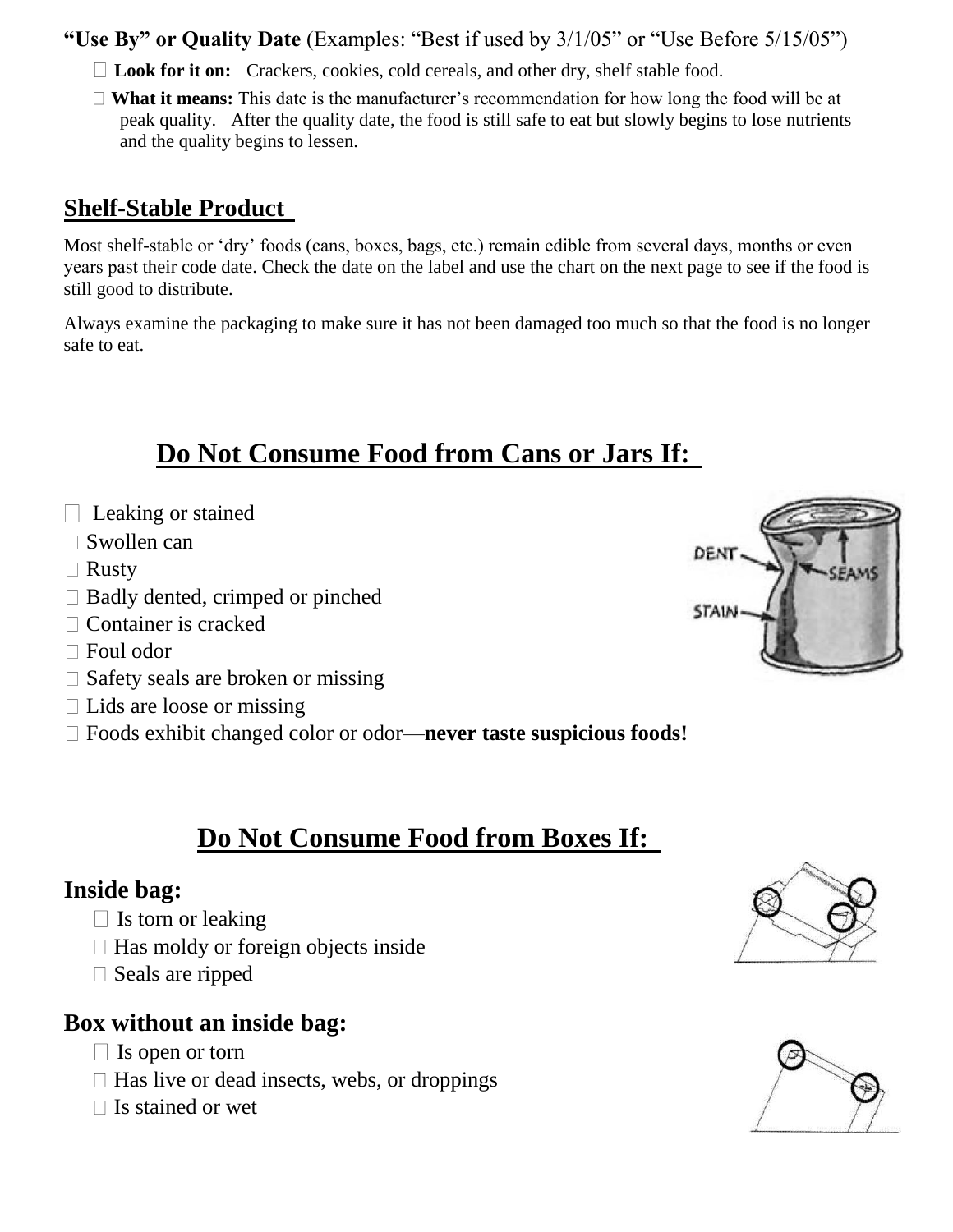**"Use By" or Quality Date** (Examples: "Best if used by 3/1/05" or "Use Before 5/15/05")

- **Look for it on:** Crackers, cookies, cold cereals, and other dry, shelf stable food.
- **What it means:** This date is the manufacturer's recommendation for how long the food will be at peak quality. After the quality date, the food is still safe to eat but slowly begins to lose nutrients and the quality begins to lessen.

## Shelf-Stable Product

Most shelf-stable or 'dry' foods (cans, boxes, bags, etc.) remain edible from several days, months or even years past their code date. Check the date on the label and use the chart on the next page to see if the food is still good to distribute.

Always examine the packaging to make sure it has not been damaged too much so that the food is no longer safe to eat.

## Do Not Consume Food from Cans or Jars If:

- Leaking or stained
- Swollen can
- Rusty
- Badly dented, crimped or pinched
- Container is cracked
- Foul odor
- Safety seals are broken or missing
- Lids are loose or missing
- Foods exhibit changed color or odor—**never taste suspicious foods!**

## Do Not Consume Food from Boxes If:

### Inside bag:

- Is torn or leaking
- Has moldy or foreign objects inside
- Seals are ripped

### Box without an inside bag:

- Is open or torn
- Has live or dead insects, webs, or droppings
- Is stained or wet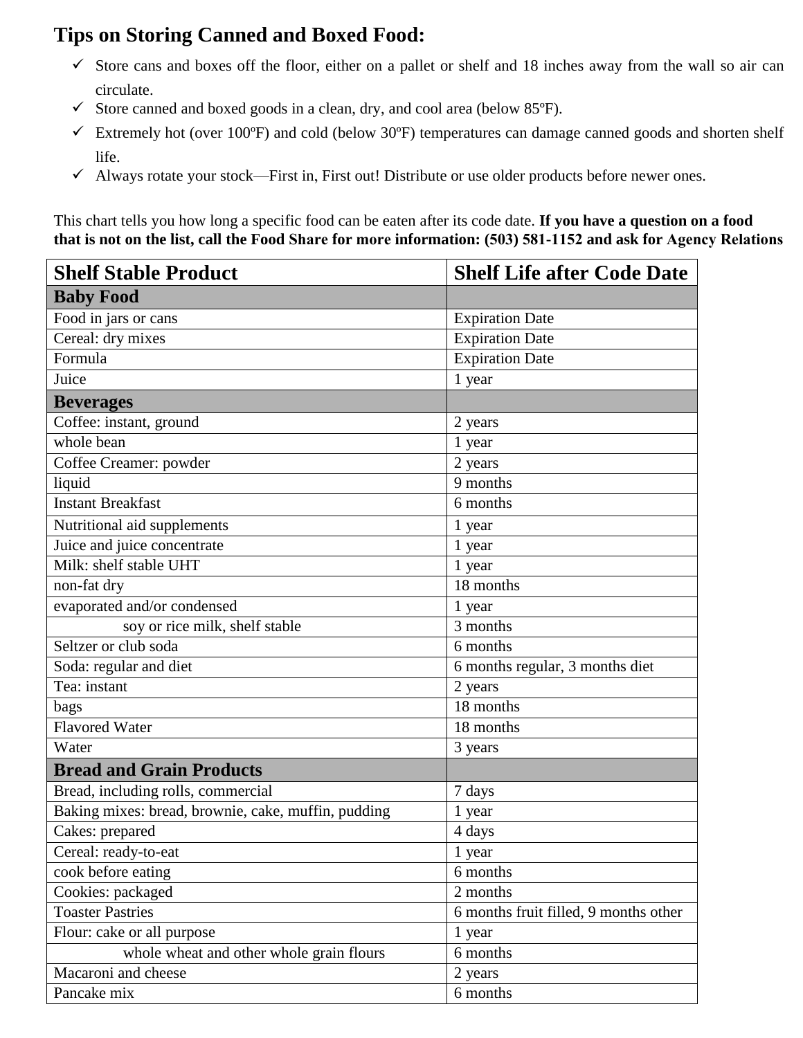## Tips on Storing Canned and Boxed Food:

- ✓ Store cans and boxes off the floor, either on a pallet or shelf and 18 inches away from the wall so air can circulate.
- ✓ Store canned and boxed goods in a clean, dry, and cool area (below 85ºF).
- ✓ Extremely hot (over 100ºF) and cold (below 30ºF) temperatures can damage canned goods and shorten shelf life.
- ✓ Always rotate your stock—First in, First out! Distribute or use older products before newer ones.

This chart tells you how long a specific food can be eaten after its code date. **If you have a question on a food that is not on the list, call the Food Share for more information: (503) 581-1152 and ask for Agency Relations**

| Shelf Stable Product | Shelf Life after Code Date |
|---|---|
| **Baby Food** | |
| Food in jars or cans | Expiration Date |
| Cereal: dry mixes | Expiration Date |
| Formula | Expiration Date |
| Juice | 1 year |
| **Beverages** | |
| Coffee: instant, ground | 2 years |
| whole bean | 1 year |
| Coffee Creamer: powder | 2 years |
| liquid | 9 months |
| Instant Breakfast | 6 months |
| Nutritional aid supplements | 1 year |
| Juice and juice concentrate | 1 year |
| Milk: shelf stable UHT | 1 year |
| non-fat dry | 18 months |
| evaporated and/or condensed | 1 year |
| soy or rice milk, shelf stable | 3 months |
| Seltzer or club soda | 6 months |
| Soda: regular and diet | 6 months regular, 3 months diet |
| Tea: instant | 2 years |
| bags | 18 months |
| Flavored Water | 18 months |
| Water | 3 years |
| **Bread and Grain Products** | |
| Bread, including rolls, commercial | 7 days |
| Baking mixes: bread, brownie, cake, muffin, pudding | 1 year |
| Cakes: prepared | 4 days |
| Cereal: ready-to-eat | 1 year |
| cook before eating | 6 months |
| Cookies: packaged | 2 months |
| Toaster Pastries | 6 months fruit filled, 9 months other |
| Flour: cake or all purpose | 1 year |
| whole wheat and other whole grain flours | 6 months |
| Macaroni and cheese | 2 years |
| Pancake mix | 6 months |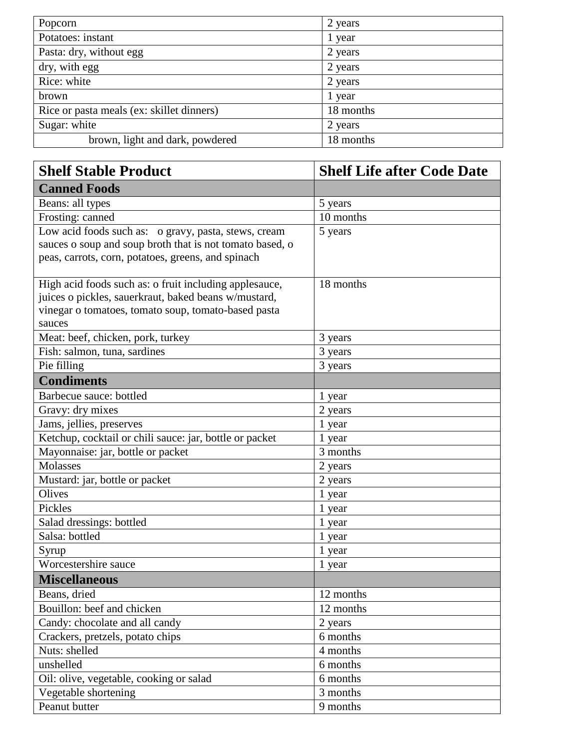| | |
|---|---|
| Popcorn | 2 years |
| Potatoes: instant | 1 year |
| Pasta: dry, without egg | 2 years |
| dry, with egg | 2 years |
| Rice: white | 2 years |
| brown | 1 year |
| Rice or pasta meals (ex: skillet dinners) | 18 months |
| Sugar: white | 2 years |
| brown, light and dark, powdered | 18 months |

| Shelf Stable Product | Shelf Life after Code Date |
|---|---|
| **Canned Foods** | |
| Beans: all types | 5 years |
| Frosting: canned | 10 months |
| Low acid foods such as: o gravy, pasta, stews, cream sauces o soup and soup broth that is not tomato based, o peas, carrots, corn, potatoes, greens, and spinach | 5 years |
| High acid foods such as: o fruit including applesauce, juices o pickles, sauerkraut, baked beans w/mustard, vinegar o tomatoes, tomato soup, tomato-based pasta sauces | 18 months |
| Meat: beef, chicken, pork, turkey | 3 years |
| Fish: salmon, tuna, sardines | 3 years |
| Pie filling | 3 years |
| **Condiments** | |
| Barbecue sauce: bottled | 1 year |
| Gravy: dry mixes | 2 years |
| Jams, jellies, preserves | 1 year |
| Ketchup, cocktail or chili sauce: jar, bottle or packet | 1 year |
| Mayonnaise: jar, bottle or packet | 3 months |
| Molasses | 2 years |
| Mustard: jar, bottle or packet | 2 years |
| Olives | 1 year |
| Pickles | 1 year |
| Salad dressings: bottled | 1 year |
| Salsa: bottled | 1 year |
| Syrup | 1 year |
| Worcestershire sauce | 1 year |
| **Miscellaneous** | |
| Beans, dried | 12 months |
| Bouillon: beef and chicken | 12 months |
| Candy: chocolate and all candy | 2 years |
| Crackers, pretzels, potato chips | 6 months |
| Nuts: shelled | 4 months |
| unshelled | 6 months |
| Oil: olive, vegetable, cooking or salad | 6 months |
| Vegetable shortening | 3 months |
| Peanut butter | 9 months |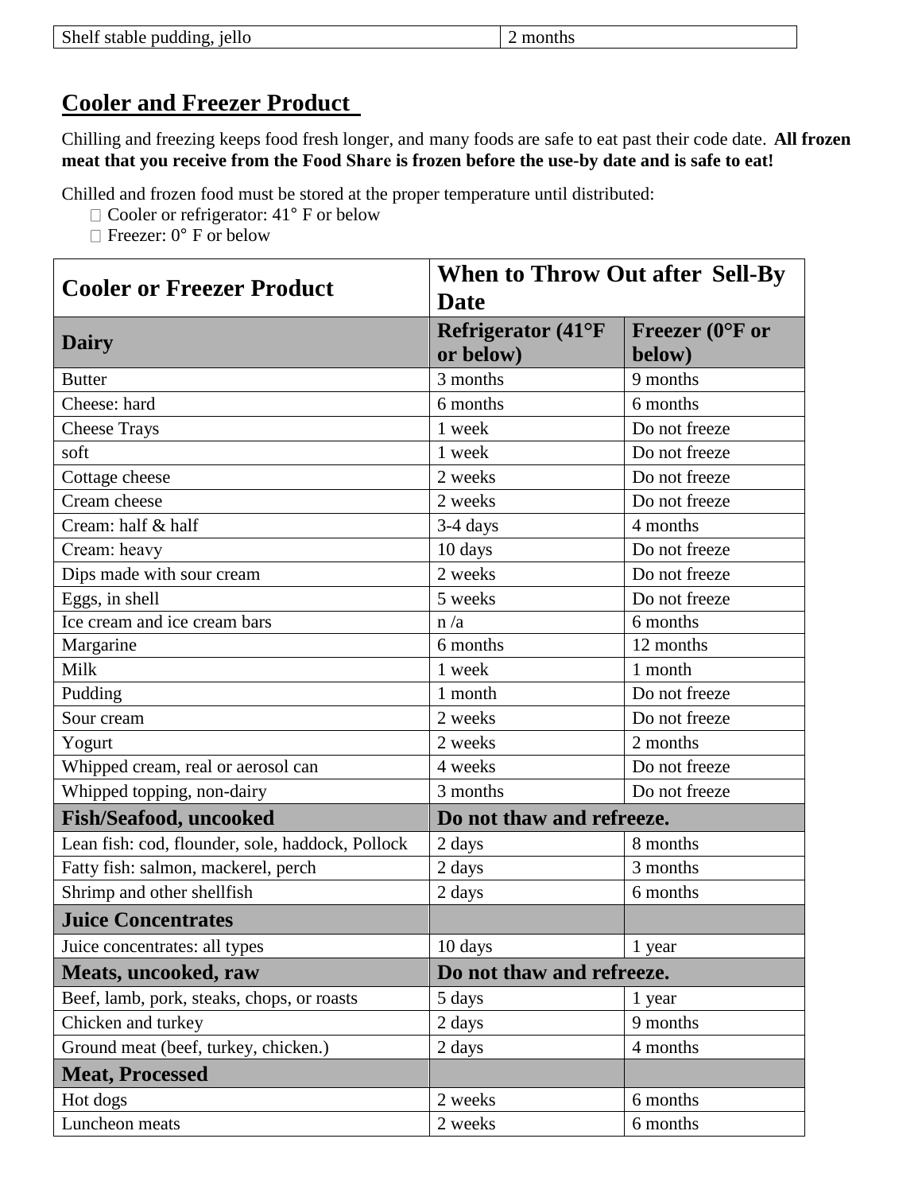| Shelf stable pudding, jello | 2 months |
| --- | --- |

## Cooler and Freezer Product

Chilling and freezing keeps food fresh longer, and many foods are safe to eat past their code date. **All frozen meat that you receive from the Food Share is frozen before the use-by date and is safe to eat!**

Chilled and frozen food must be stored at the proper temperature until distributed:

- Cooler or refrigerator: 41° F or below
- Freezer: 0° F or below

| Cooler or Freezer Product | When to Throw Out after Sell-By Date | |
| --- | --- | --- |
| **Dairy** | **Refrigerator (41°F or below)** | **Freezer (0°F or below)** |
| Butter | 3 months | 9 months |
| Cheese: hard | 6 months | 6 months |
| Cheese Trays | 1 week | Do not freeze |
| soft | 1 week | Do not freeze |
| Cottage cheese | 2 weeks | Do not freeze |
| Cream cheese | 2 weeks | Do not freeze |
| Cream: half & half | 3-4 days | 4 months |
| Cream: heavy | 10 days | Do not freeze |
| Dips made with sour cream | 2 weeks | Do not freeze |
| Eggs, in shell | 5 weeks | Do not freeze |
| Ice cream and ice cream bars | n /a | 6 months |
| Margarine | 6 months | 12 months |
| Milk | 1 week | 1 month |
| Pudding | 1 month | Do not freeze |
| Sour cream | 2 weeks | Do not freeze |
| Yogurt | 2 weeks | 2 months |
| Whipped cream, real or aerosol can | 4 weeks | Do not freeze |
| Whipped topping, non-dairy | 3 months | Do not freeze |
| **Fish/Seafood, uncooked** | **Do not thaw and refreeze.** | |
| Lean fish: cod, flounder, sole, haddock, Pollock | 2 days | 8 months |
| Fatty fish: salmon, mackerel, perch | 2 days | 3 months |
| Shrimp and other shellfish | 2 days | 6 months |
| **Juice Concentrates** | | |
| Juice concentrates: all types | 10 days | 1 year |
| **Meats, uncooked, raw** | **Do not thaw and refreeze.** | |
| Beef, lamb, pork, steaks, chops, or roasts | 5 days | 1 year |
| Chicken and turkey | 2 days | 9 months |
| Ground meat (beef, turkey, chicken.) | 2 days | 4 months |
| **Meat, Processed** | | |
| Hot dogs | 2 weeks | 6 months |
| Luncheon meats | 2 weeks | 6 months |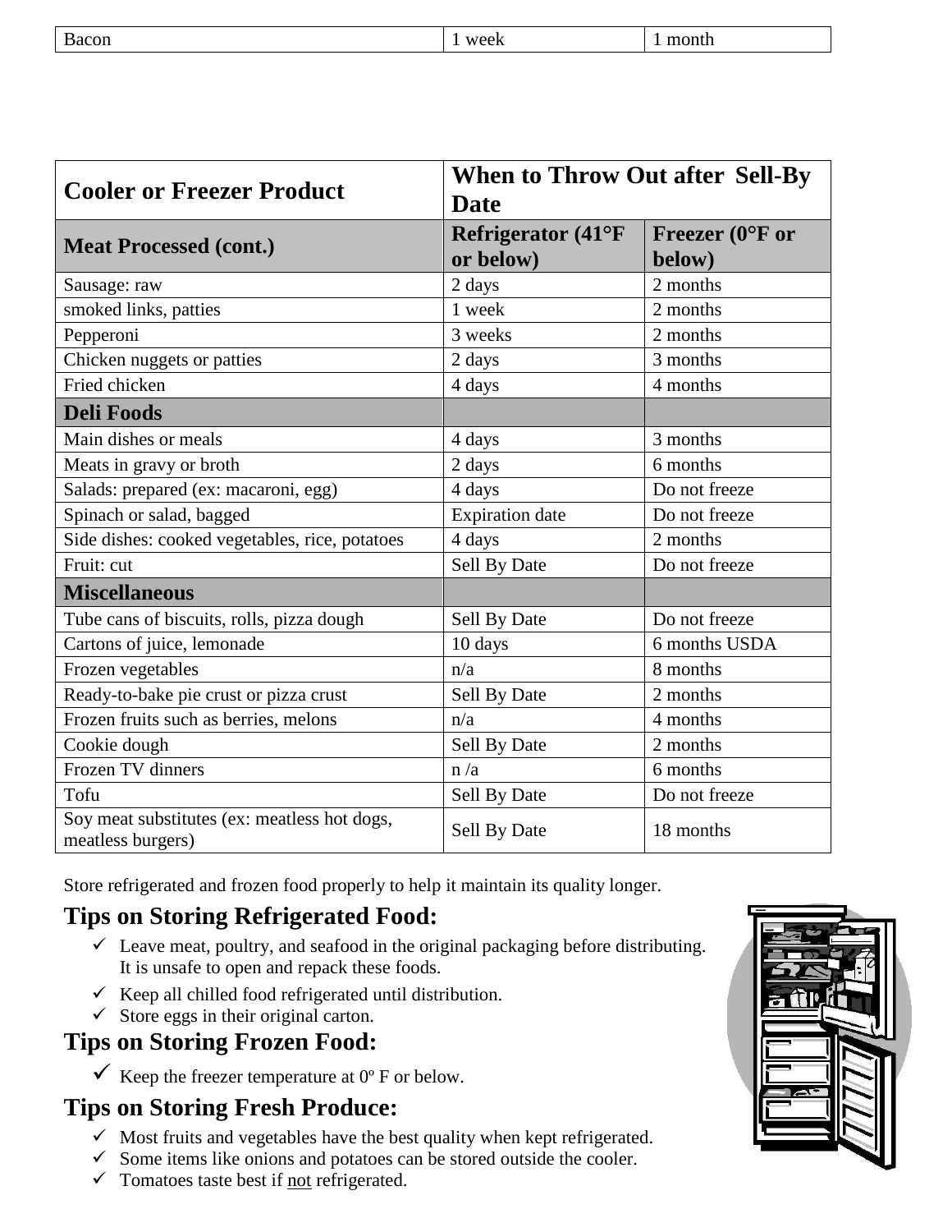| Bacon | 1 week | 1 month |
|---|---|---|

| Cooler or Freezer Product | When to Throw Out after Sell-By Date | |
|---|---|---|
| **Meat Processed (cont.)** | **Refrigerator (41°F or below)** | **Freezer (0°F or below)** |
| Sausage: raw | 2 days | 2 months |
| smoked links, patties | 1 week | 2 months |
| Pepperoni | 3 weeks | 2 months |
| Chicken nuggets or patties | 2 days | 3 months |
| Fried chicken | 4 days | 4 months |
| **Deli Foods** | | |
| Main dishes or meals | 4 days | 3 months |
| Meats in gravy or broth | 2 days | 6 months |
| Salads: prepared (ex: macaroni, egg) | 4 days | Do not freeze |
| Spinach or salad, bagged | Expiration date | Do not freeze |
| Side dishes: cooked vegetables, rice, potatoes | 4 days | 2 months |
| Fruit: cut | Sell By Date | Do not freeze |
| **Miscellaneous** | | |
| Tube cans of biscuits, rolls, pizza dough | Sell By Date | Do not freeze |
| Cartons of juice, lemonade | 10 days | 6 months USDA |
| Frozen vegetables | n/a | 8 months |
| Ready-to-bake pie crust or pizza crust | Sell By Date | 2 months |
| Frozen fruits such as berries, melons | n/a | 4 months |
| Cookie dough | Sell By Date | 2 months |
| Frozen TV dinners | n /a | 6 months |
| Tofu | Sell By Date | Do not freeze |
| Soy meat substitutes (ex: meatless hot dogs, meatless burgers) | Sell By Date | 18 months |

Store refrigerated and frozen food properly to help it maintain its quality longer.

## Tips on Storing Refrigerated Food:

- ✓ Leave meat, poultry, and seafood in the original packaging before distributing. It is unsafe to open and repack these foods.
- ✓ Keep all chilled food refrigerated until distribution.
- ✓ Store eggs in their original carton.

## Tips on Storing Frozen Food:

- ✓ Keep the freezer temperature at 0º F or below.

## Tips on Storing Fresh Produce:

- ✓ Most fruits and vegetables have the best quality when kept refrigerated.
- ✓ Some items like onions and potatoes can be stored outside the cooler.
- ✓ Tomatoes taste best if not refrigerated.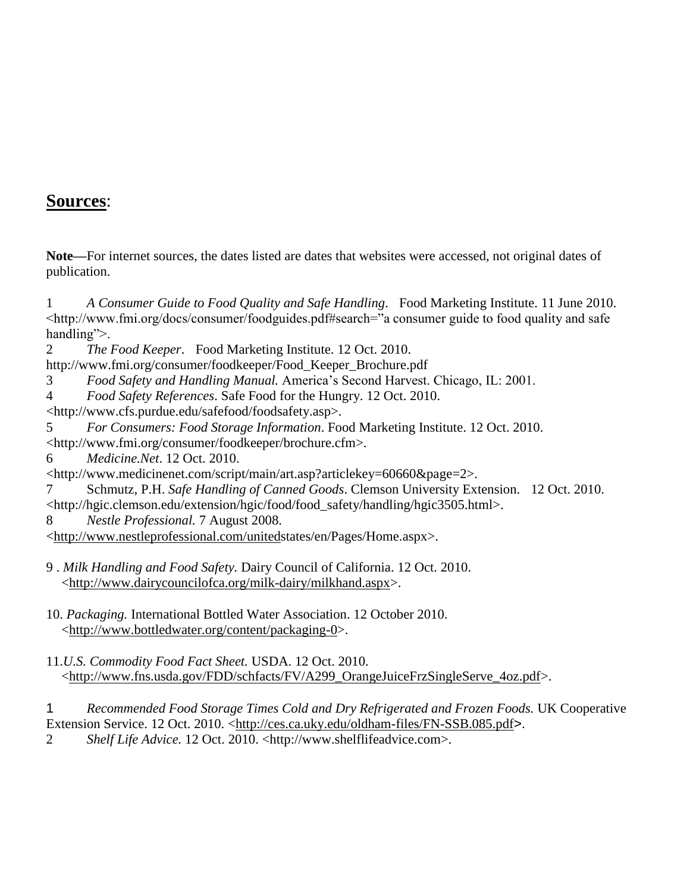## **Sources**:

**Note**—For internet sources, the dates listed are dates that websites were accessed, not original dates of publication.

1 *A Consumer Guide to Food Quality and Safe Handling*. Food Marketing Institute. 11 June 2010. <http://www.fmi.org/docs/consumer/foodguides.pdf#search="a consumer guide to food quality and safe handling">.

2 *The Food Keeper*. Food Marketing Institute. 12 Oct. 2010. http://www.fmi.org/consumer/foodkeeper/Food_Keeper_Brochure.pdf

3 *Food Safety and Handling Manual.* America's Second Harvest. Chicago, IL: 2001.

4 *Food Safety References*. Safe Food for the Hungry. 12 Oct. 2010. <http://www.cfs.purdue.edu/safefood/foodsafety.asp>.

5 *For Consumers: Food Storage Information*. Food Marketing Institute. 12 Oct. 2010. <http://www.fmi.org/consumer/foodkeeper/brochure.cfm>.

6 *Medicine.Net*. 12 Oct. 2010. <http://www.medicinenet.com/script/main/art.asp?articlekey=60660&page=2>.

7 Schmutz, P.H. *Safe Handling of Canned Goods*. Clemson University Extension. 12 Oct. 2010. <http://hgic.clemson.edu/extension/hgic/food/food_safety/handling/hgic3505.html>.

8 *Nestle Professional.* 7 August 2008. <http://www.nestleprofessional.com/unitedstates/en/Pages/Home.aspx>.

9 . *Milk Handling and Food Safety.* Dairy Council of California. 12 Oct. 2010. <http://www.dairycouncilofca.org/milk-dairy/milkhand.aspx>.

10. *Packaging.* International Bottled Water Association. 12 October 2010. <http://www.bottledwater.org/content/packaging-0>.

11.*U.S. Commodity Food Fact Sheet.* USDA. 12 Oct. 2010. <http://www.fns.usda.gov/FDD/schfacts/FV/A299_OrangeJuiceFrzSingleServe_4oz.pdf>.

1 *Recommended Food Storage Times Cold and Dry Refrigerated and Frozen Foods.* UK Cooperative Extension Service. 12 Oct. 2010. <http://ces.ca.uky.edu/oldham-files/FN-SSB.085.pdf>.

2 *Shelf Life Advice.* 12 Oct. 2010. <http://www.shelflifeadvice.com>.